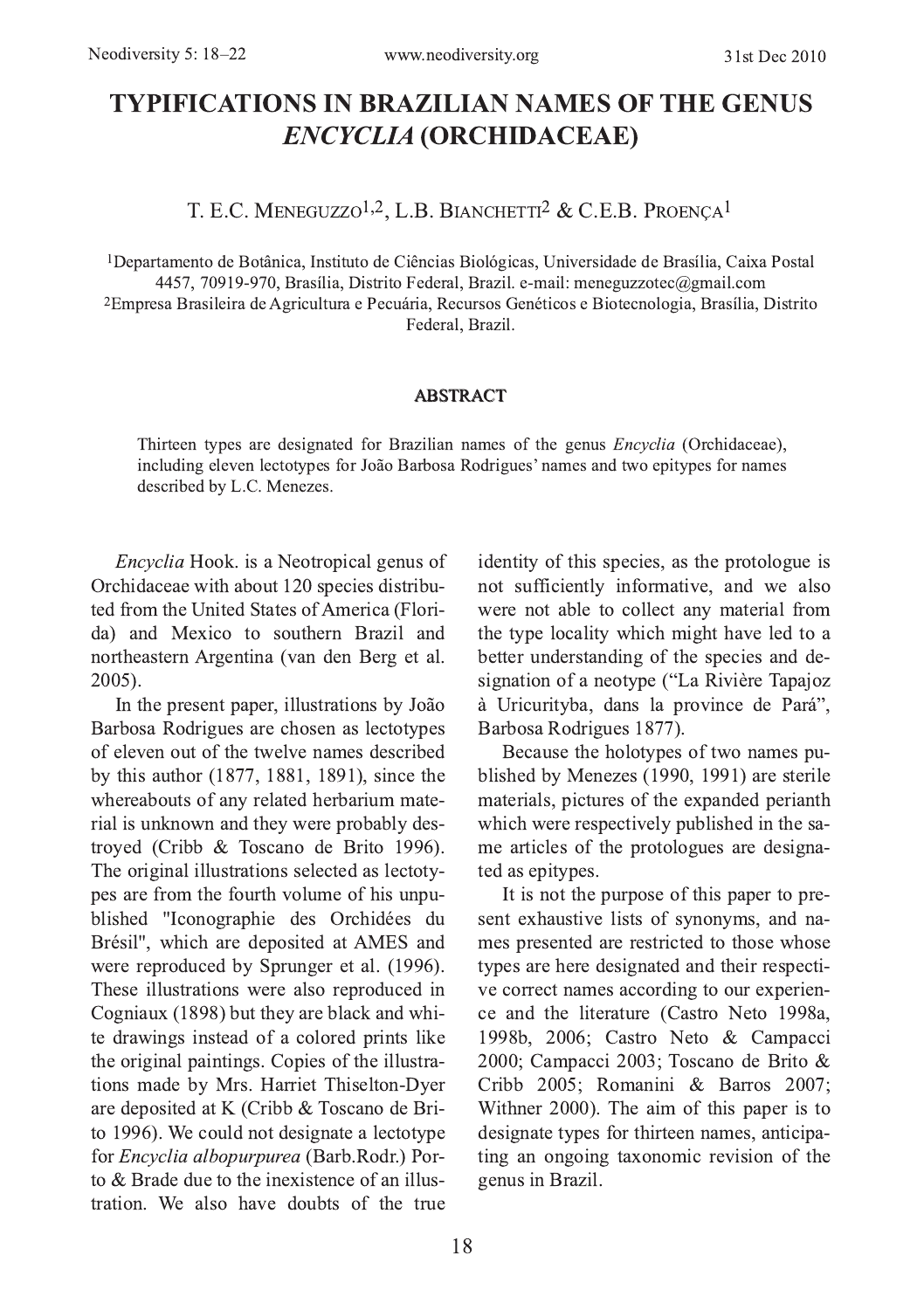# TYPIFICATIONS IN BRAZILIAN NAMES OF THE GENUS *ENCYCLIA* (ORCHIDACEAE)

T. E.C. Meneguzzo[1,2], L.B. Bianchetti[2] & C.E.B. Proença[1]

[1]Departamento de Botânica, Instituto de Ciências Biológicas, Universidade de Brasília, Caixa Postal 4457, 70919-970, Brasília, Distrito Federal, Brazil. e-mail: meneguzzotec@gmail.com
[2]Empresa Brasileira de Agricultura e Pecuária, Recursos Genéticos e Biotecnologia, Brasília, Distrito Federal, Brazil.

## ABSTRACT

Thirteen types are designated for Brazilian names of the genus *Encyclia* (Orchidaceae), including eleven lectotypes for João Barbosa Rodrigues' names and two epitypes for names described by L.C. Menezes.

*Encyclia* Hook. is a Neotropical genus of Orchidaceae with about 120 species distributed from the United States of America (Florida) and Mexico to southern Brazil and northeastern Argentina (van den Berg et al. 2005).

In the present paper, illustrations by João Barbosa Rodrigues are chosen as lectotypes of eleven out of the twelve names described by this author (1877, 1881, 1891), since the whereabouts of any related herbarium material is unknown and they were probably destroyed (Cribb & Toscano de Brito 1996). The original illustrations selected as lectotypes are from the fourth volume of his unpublished "Iconographie des Orchidées du Brésil", which are deposited at AMES and were reproduced by Sprunger et al. (1996). These illustrations were also reproduced in Cogniaux (1898) but they are black and white drawings instead of a colored prints like the original paintings. Copies of the illustrations made by Mrs. Harriet Thiselton-Dyer are deposited at K (Cribb & Toscano de Brito 1996). We could not designate a lectotype for *Encyclia albopurpurea* (Barb.Rodr.) Porto & Brade due to the inexistence of an illustration. We also have doubts of the true identity of this species, as the protologue is not sufficiently informative, and we also were not able to collect any material from the type locality which might have led to a better understanding of the species and designation of a neotype ("La Rivière Tapajoz à Uricurityba, dans la province de Pará", Barbosa Rodrigues 1877).

Because the holotypes of two names published by Menezes (1990, 1991) are sterile materials, pictures of the expanded perianth which were respectively published in the same articles of the protologues are designated as epitypes.

It is not the purpose of this paper to present exhaustive lists of synonyms, and names presented are restricted to those whose types are here designated and their respective correct names according to our experience and the literature (Castro Neto 1998a, 1998b, 2006; Castro Neto & Campacci 2000; Campacci 2003; Toscano de Brito & Cribb 2005; Romanini & Barros 2007; Withner 2000). The aim of this paper is to designate types for thirteen names, anticipating an ongoing taxonomic revision of the genus in Brazil.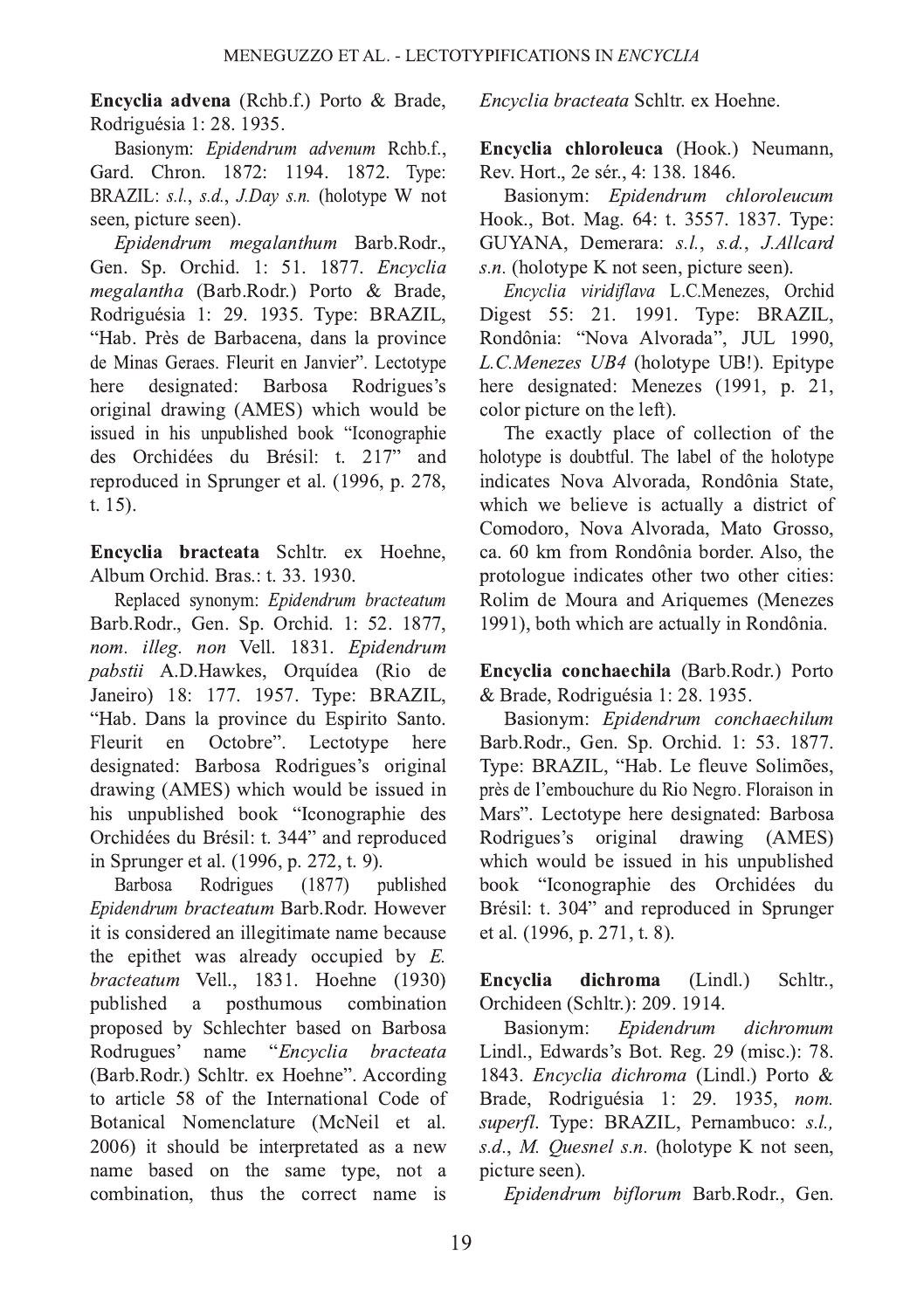**Encyclia advena** (Rchb.f.) Porto & Brade, Rodriguésia 1: 28. 1935.

Basionym: *Epidendrum advenum* Rchb.f., Gard. Chron. 1872: 1194. 1872. Type: BRAZIL: *s.l.*, *s.d.*, *J.Day s.n.* (holotype W not seen, picture seen).

*Epidendrum megalanthum* Barb.Rodr., Gen. Sp. Orchid. 1: 51. 1877. *Encyclia megalantha* (Barb.Rodr.) Porto & Brade, Rodriguésia 1: 29. 1935. Type: BRAZIL, "Hab. Près de Barbacena, dans la province de Minas Geraes. Fleurit en Janvier". Lectotype here designated: Barbosa Rodrigues's original drawing (AMES) which would be issued in his unpublished book "Iconographie des Orchidées du Brésil: t. 217" and reproduced in Sprunger et al. (1996, p. 278, t. 15).

**Encyclia bracteata** Schltr. ex Hoehne, Album Orchid. Bras.: t. 33. 1930.

Replaced synonym: *Epidendrum bracteatum* Barb.Rodr., Gen. Sp. Orchid. 1: 52. 1877, *nom. illeg. non* Vell. 1831. *Epidendrum pabstii* A.D.Hawkes, Orquídea (Rio de Janeiro) 18: 177. 1957. Type: BRAZIL, "Hab. Dans la province du Espirito Santo. Fleurit en Octobre". Lectotype here designated: Barbosa Rodrigues's original drawing (AMES) which would be issued in his unpublished book "Iconographie des Orchidées du Brésil: t. 344" and reproduced in Sprunger et al. (1996, p. 272, t. 9).

Barbosa Rodrigues (1877) published *Epidendrum bracteatum* Barb.Rodr. However it is considered an illegitimate name because the epithet was already occupied by *E. bracteatum* Vell., 1831. Hoehne (1930) published a posthumous combination proposed by Schlechter based on Barbosa Rodrugues' name "*Encyclia bracteata* (Barb.Rodr.) Schltr. ex Hoehne". According to article 58 of the International Code of Botanical Nomenclature (McNeil et al. 2006) it should be interpretated as a new name based on the same type, not a combination, thus the correct name is *Encyclia bracteata* Schltr. ex Hoehne.

**Encyclia chloroleuca** (Hook.) Neumann, Rev. Hort., 2e sér., 4: 138. 1846.

Basionym: *Epidendrum chloroleucum* Hook., Bot. Mag. 64: t. 3557. 1837. Type: GUYANA, Demerara: *s.l.*, *s.d.*, *J.Allcard s.n.* (holotype K not seen, picture seen).

*Encyclia viridiflava* L.C.Menezes, Orchid Digest 55: 21. 1991. Type: BRAZIL, Rondônia: "Nova Alvorada", JUL 1990, *L.C.Menezes UB4* (holotype UB!). Epitype here designated: Menezes (1991, p. 21, color picture on the left).

The exactly place of collection of the holotype is doubtful. The label of the holotype indicates Nova Alvorada, Rondônia State, which we believe is actually a district of Comodoro, Nova Alvorada, Mato Grosso, ca. 60 km from Rondônia border. Also, the protologue indicates other two other cities: Rolim de Moura and Ariquemes (Menezes 1991), both which are actually in Rondônia.

**Encyclia conchaechila** (Barb.Rodr.) Porto & Brade, Rodriguésia 1: 28. 1935.

Basionym: *Epidendrum conchaechilum* Barb.Rodr., Gen. Sp. Orchid. 1: 53. 1877. Type: BRAZIL, "Hab. Le fleuve Solimões, près de l'embouchure du Rio Negro. Floraison in Mars". Lectotype here designated: Barbosa Rodrigues's original drawing (AMES) which would be issued in his unpublished book "Iconographie des Orchidées du Brésil: t. 304" and reproduced in Sprunger et al. (1996, p. 271, t. 8).

**Encyclia dichroma** (Lindl.) Schltr., Orchideen (Schltr.): 209. 1914.

Basionym: *Epidendrum dichromum* Lindl., Edwards's Bot. Reg. 29 (misc.): 78. 1843. *Encyclia dichroma* (Lindl.) Porto & Brade, Rodriguésia 1: 29. 1935, *nom. superfl*. Type: BRAZIL, Pernambuco: *s.l.*, *s.d.*, *M. Quesnel s.n.* (holotype K not seen, picture seen).

*Epidendrum biflorum* Barb.Rodr., Gen.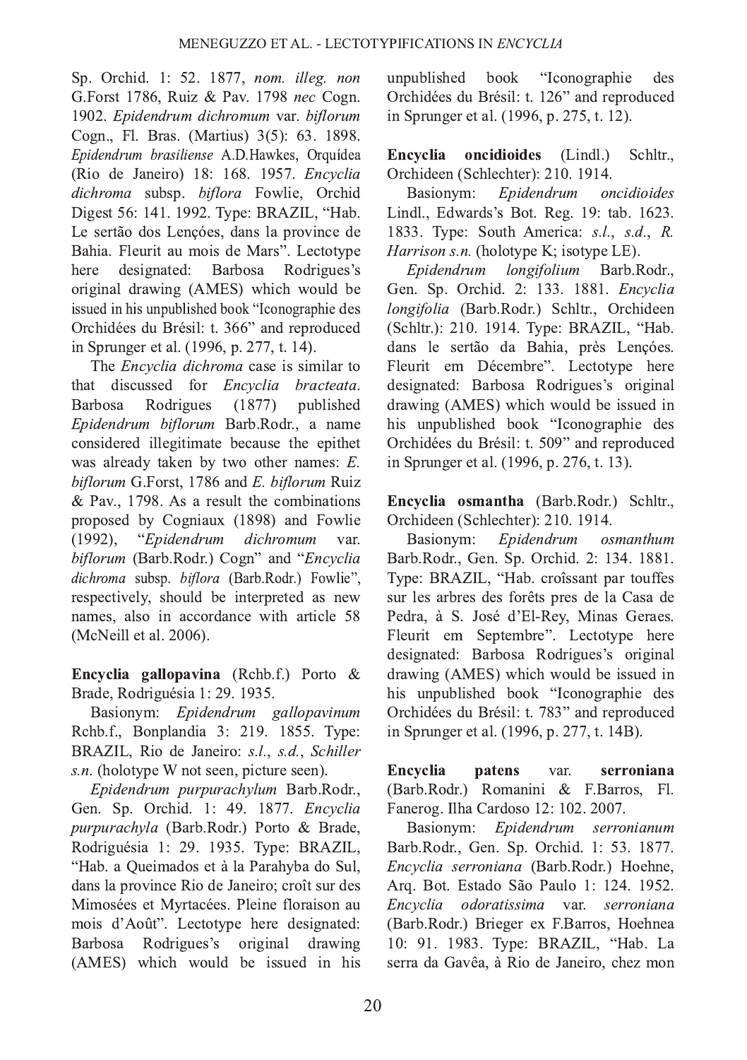Sp. Orchid. 1: 52. 1877, *nom. illeg. non* G.Forst 1786, Ruiz & Pav. 1798 *nec* Cogn. 1902. *Epidendrum dichromum* var. *biflorum* Cogn., Fl. Bras. (Martius) 3(5): 63. 1898. *Epidendrum brasiliense* A.D.Hawkes, Orquídea (Rio de Janeiro) 18: 168. 1957. *Encyclia dichroma* subsp. *biflora* Fowlie, Orchid Digest 56: 141. 1992. Type: BRAZIL, "Hab. Le sertão dos Lençóes, dans la province de Bahia. Fleurit au mois de Mars". Lectotype here designated: Barbosa Rodrigues's original drawing (AMES) which would be issued in his unpublished book "Iconographie des Orchidées du Brésil: t. 366" and reproduced in Sprunger et al. (1996, p. 277, t. 14).

The *Encyclia dichroma* case is similar to that discussed for *Encyclia bracteata*. Barbosa Rodrigues (1877) published *Epidendrum biflorum* Barb.Rodr., a name considered illegitimate because the epithet was already taken by two other names: *E. biflorum* G.Forst, 1786 and *E. biflorum* Ruiz & Pav., 1798. As a result the combinations proposed by Cogniaux (1898) and Fowlie (1992), "*Epidendrum dichromum* var. *biflorum* (Barb.Rodr.) Cogn" and "*Encyclia dichroma* subsp. *biflora* (Barb.Rodr.) Fowlie", respectively, should be interpreted as new names, also in accordance with article 58 (McNeill et al. 2006).

**Encyclia gallopavina** (Rchb.f.) Porto & Brade, Rodriguésia 1: 29. 1935.

Basionym: *Epidendrum gallopavinum* Rchb.f., Bonplandia 3: 219. 1855. Type: BRAZIL, Rio de Janeiro: *s.l.*, *s.d.*, *Schiller s.n.* (holotype W not seen, picture seen).

*Epidendrum purpurachylum* Barb.Rodr., Gen. Sp. Orchid. 1: 49. 1877. *Encyclia purpurachyla* (Barb.Rodr.) Porto & Brade, Rodriguésia 1: 29. 1935. Type: BRAZIL, "Hab. a Queimados et à la Parahyba do Sul, dans la province Rio de Janeiro; croît sur des Mimosées et Myrtacées. Pleine floraison au mois d'Août". Lectotype here designated: Barbosa Rodrigues's original drawing (AMES) which would be issued in his unpublished book "Iconographie des Orchidées du Brésil: t. 126" and reproduced in Sprunger et al. (1996, p. 275, t. 12).

**Encyclia oncidioides** (Lindl.) Schltr., Orchideen (Schlechter): 210. 1914.

Basionym: *Epidendrum oncidioides* Lindl., Edwards's Bot. Reg. 19: tab. 1623. 1833. Type: South America: *s.l.*, *s.d.*, *R. Harrison s.n.* (holotype K; isotype LE).

*Epidendrum longifolium* Barb.Rodr., Gen. Sp. Orchid. 2: 133. 1881. *Encyclia longifolia* (Barb.Rodr.) Schltr., Orchideen (Schltr.): 210. 1914. Type: BRAZIL, "Hab. dans le sertão da Bahia, près Lençóes. Fleurit em Décembre". Lectotype here designated: Barbosa Rodrigues's original drawing (AMES) which would be issued in his unpublished book "Iconographie des Orchidées du Brésil: t. 509" and reproduced in Sprunger et al. (1996, p. 276, t. 13).

**Encyclia osmantha** (Barb.Rodr.) Schltr., Orchideen (Schlechter): 210. 1914.

Basionym: *Epidendrum osmanthum* Barb.Rodr., Gen. Sp. Orchid. 2: 134. 1881. Type: BRAZIL, "Hab. croîssant par touffes sur les arbres des forêts pres de la Casa de Pedra, à S. José d'El-Rey, Minas Geraes. Fleurit em Septembre". Lectotype here designated: Barbosa Rodrigues's original drawing (AMES) which would be issued in his unpublished book "Iconographie des Orchidées du Brésil: t. 783" and reproduced in Sprunger et al. (1996, p. 277, t. 14B).

**Encyclia patens** var. **serroniana** (Barb.Rodr.) Romanini & F.Barros, Fl. Fanerog. Ilha Cardoso 12: 102. 2007.

Basionym: *Epidendrum serronianum* Barb.Rodr., Gen. Sp. Orchid. 1: 53. 1877. *Encyclia serroniana* (Barb.Rodr.) Hoehne, Arq. Bot. Estado São Paulo 1: 124. 1952. *Encyclia odoratissima* var. *serroniana* (Barb.Rodr.) Brieger ex F.Barros, Hoehnea 10: 91. 1983. Type: BRAZIL, "Hab. La serra da Gavêa, à Rio de Janeiro, chez mon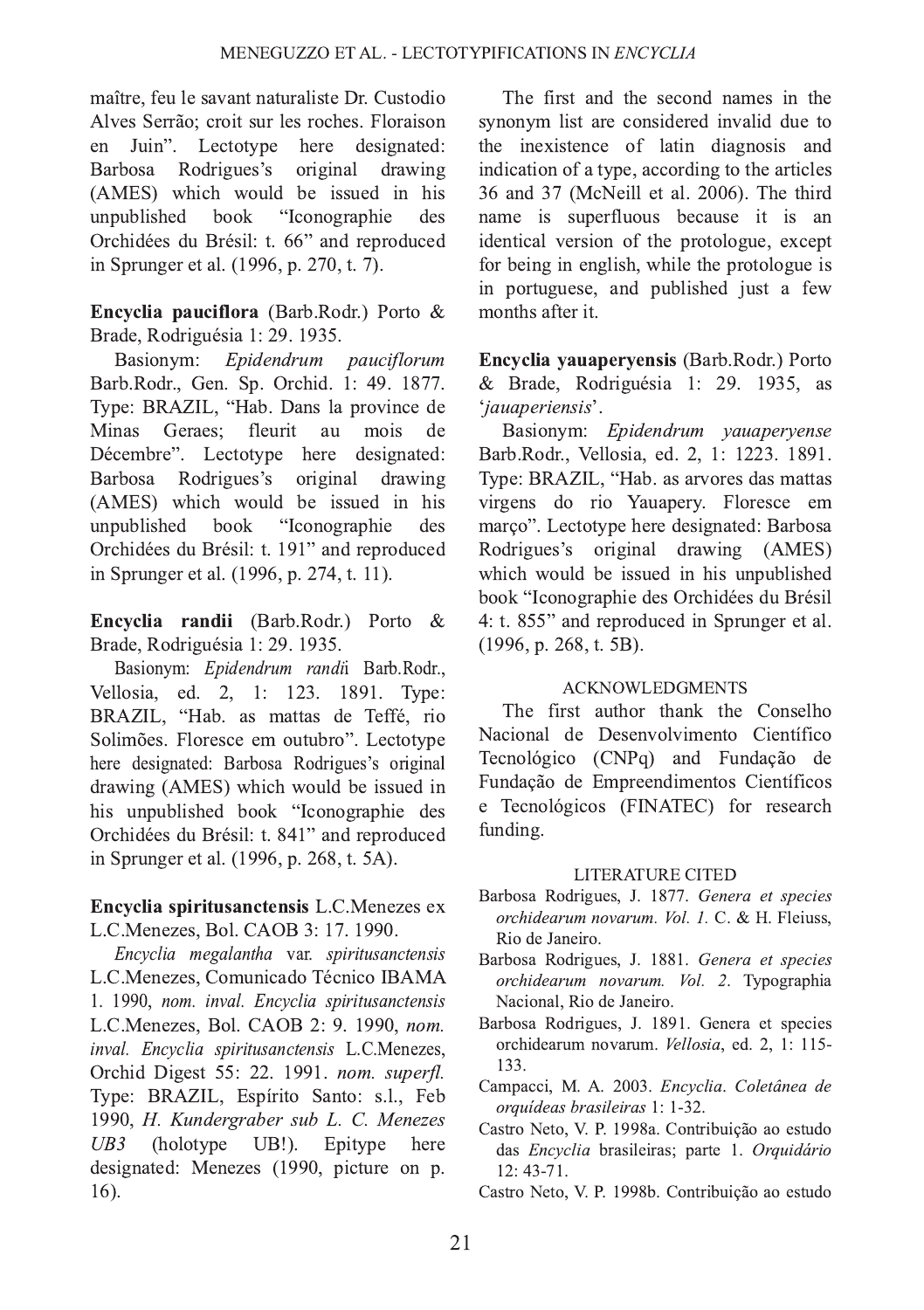maître, feu le savant naturaliste Dr. Custodio Alves Serrão; croit sur les roches. Floraison en Juin". Lectotype here designated: Barbosa Rodrigues's original drawing (AMES) which would be issued in his unpublished book "Iconographie des Orchidées du Brésil: t. 66" and reproduced in Sprunger et al. (1996, p. 270, t. 7).

**Encyclia pauciflora** (Barb.Rodr.) Porto & Brade, Rodriguésia 1: 29. 1935.

Basionym: *Epidendrum pauciflorum* Barb.Rodr., Gen. Sp. Orchid. 1: 49. 1877. Type: BRAZIL, "Hab. Dans la province de Minas Geraes; fleurit au mois de Décembre". Lectotype here designated: Barbosa Rodrigues's original drawing (AMES) which would be issued in his unpublished book "Iconographie des Orchidées du Brésil: t. 191" and reproduced in Sprunger et al. (1996, p. 274, t. 11).

**Encyclia randii** (Barb.Rodr.) Porto & Brade, Rodriguésia 1: 29. 1935.

Basionym: *Epidendrum randii* Barb.Rodr., Vellosia, ed. 2, 1: 123. 1891. Type: BRAZIL, "Hab. as mattas de Teffé, rio Solimões. Floresce em outubro". Lectotype here designated: Barbosa Rodrigues's original drawing (AMES) which would be issued in his unpublished book "Iconographie des Orchidées du Brésil: t. 841" and reproduced in Sprunger et al. (1996, p. 268, t. 5A).

**Encyclia spiritusanctensis** L.C.Menezes ex L.C.Menezes, Bol. CAOB 3: 17. 1990.

*Encyclia megalantha* var. *spiritusanctensis* L.C.Menezes, Comunicado Técnico IBAMA 1. 1990, *nom. inval. Encyclia spiritusanctensis* L.C.Menezes, Bol. CAOB 2: 9. 1990, *nom. inval. Encyclia spiritusanctensis* L.C.Menezes, Orchid Digest 55: 22. 1991. *nom. superfl.* Type: BRAZIL, Espírito Santo: s.l., Feb 1990, *H. Kundergraber sub L. C. Menezes UB3* (holotype UB!). Epitype here designated: Menezes (1990, picture on p. 16).

The first and the second names in the synonym list are considered invalid due to the inexistence of latin diagnosis and indication of a type, according to the articles 36 and 37 (McNeill et al. 2006). The third name is superfluous because it is an identical version of the protologue, except for being in english, while the protologue is in portuguese, and published just a few months after it.

**Encyclia yauaperyensis** (Barb.Rodr.) Porto & Brade, Rodriguésia 1: 29. 1935, as '*jauaperiensis*'.

Basionym: *Epidendrum yauaperyense* Barb.Rodr., Vellosia, ed. 2, 1: 1223. 1891. Type: BRAZIL, "Hab. as arvores das mattas virgens do rio Yauapery. Floresce em março". Lectotype here designated: Barbosa Rodrigues's original drawing (AMES) which would be issued in his unpublished book "Iconographie des Orchidées du Brésil 4: t. 855" and reproduced in Sprunger et al. (1996, p. 268, t. 5B).

## ACKNOWLEDGMENTS

The first author thank the Conselho Nacional de Desenvolvimento Científico Tecnológico (CNPq) and Fundação de Fundação de Empreendimentos Científicos e Tecnológicos (FINATEC) for research funding.

## LITERATURE CITED

Barbosa Rodrigues, J. 1877. *Genera et species orchidearum novarum. Vol. 1.* C. & H. Fleiuss, Rio de Janeiro.

Barbosa Rodrigues, J. 1881. *Genera et species orchidearum novarum. Vol. 2*. Typographia Nacional, Rio de Janeiro.

Barbosa Rodrigues, J. 1891. Genera et species orchidearum novarum. *Vellosia*, ed. 2, 1: 115-133.

Campacci, M. A. 2003. *Encyclia*. *Coletânea de orquídeas brasileiras* 1: 1-32.

Castro Neto, V. P. 1998a. Contribuição ao estudo das *Encyclia* brasileiras; parte 1. *Orquidário* 12: 43-71.

Castro Neto, V. P. 1998b. Contribuição ao estudo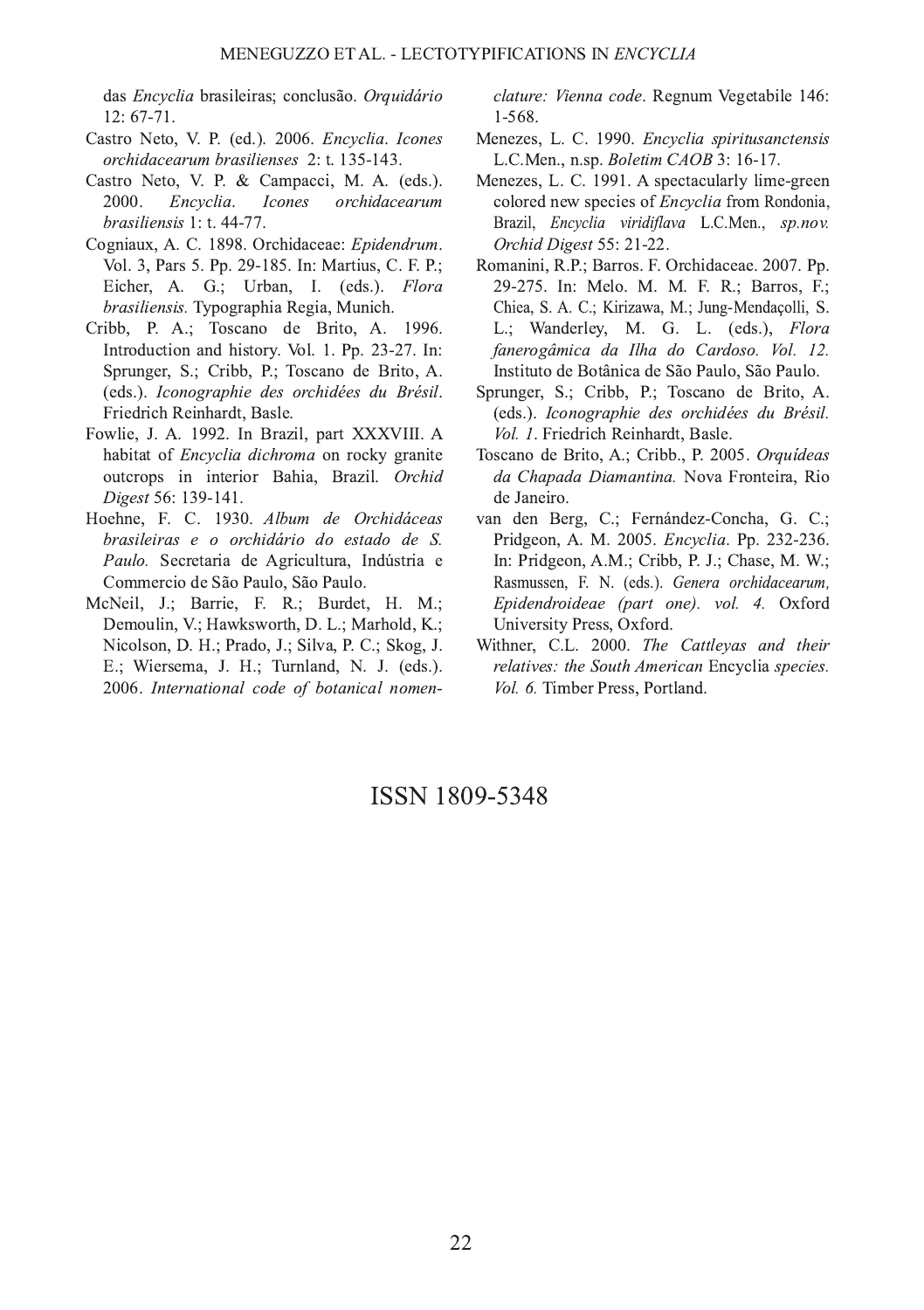das *Encyclia* brasileiras; conclusão. *Orquidário* 12: 67-71.

Castro Neto, V. P. (ed.). 2006. *Encyclia*. *Icones orchidacearum brasilienses* 2: t. 135-143.

Castro Neto, V. P. & Campacci, M. A. (eds.). 2000. *Encyclia*. *Icones orchidacearum brasiliensis* 1: t. 44-77.

Cogniaux, A. C. 1898. Orchidaceae: *Epidendrum*. Vol. 3, Pars 5. Pp. 29-185. In: Martius, C. F. P.; Eicher, A. G.; Urban, I. (eds.). *Flora brasiliensis.* Typographia Regia, Munich.

Cribb, P. A.; Toscano de Brito, A. 1996. Introduction and history. Vol. 1. Pp. 23-27. In: Sprunger, S.; Cribb, P.; Toscano de Brito, A. (eds.). *Iconographie des orchidées du Brésil*. Friedrich Reinhardt, Basle.

Fowlie, J. A. 1992. In Brazil, part XXXVIII. A habitat of *Encyclia dichroma* on rocky granite outcrops in interior Bahia, Brazil. *Orchid Digest* 56: 139-141.

Hoehne, F. C. 1930. *Album de Orchidáceas brasileiras e o orchidário do estado de S. Paulo.* Secretaria de Agricultura, Indústria e Commercio de São Paulo, São Paulo.

McNeil, J.; Barrie, F. R.; Burdet, H. M.; Demoulin, V.; Hawksworth, D. L.; Marhold, K.; Nicolson, D. H.; Prado, J.; Silva, P. C.; Skog, J. E.; Wiersema, J. H.; Turnland, N. J. (eds.). 2006. *International code of botanical nomenclature: Vienna code*. Regnum Vegetabile 146: 1-568.

Menezes, L. C. 1990. *Encyclia spiritusanctensis* L.C.Men., n.sp. *Boletim CAOB* 3: 16-17.

Menezes, L. C. 1991. A spectacularly lime-green colored new species of *Encyclia* from Rondonia, Brazil, *Encyclia viridiflava* L.C.Men., *sp.nov. Orchid Digest* 55: 21-22.

Romanini, R.P.; Barros. F. Orchidaceae. 2007. Pp. 29-275. In: Melo. M. M. F. R.; Barros, F.; Chiea, S. A. C.; Kirizawa, M.; Jung-Mendaçolli, S. L.; Wanderley, M. G. L. (eds.), *Flora fanerogâmica da Ilha do Cardoso. Vol. 12.* Instituto de Botânica de São Paulo, São Paulo.

Sprunger, S.; Cribb, P.; Toscano de Brito, A. (eds.). *Iconographie des orchidées du Brésil. Vol. 1*. Friedrich Reinhardt, Basle.

Toscano de Brito, A.; Cribb., P. 2005. *Orquídeas da Chapada Diamantina.* Nova Fronteira, Rio de Janeiro.

van den Berg, C.; Fernández-Concha, G. C.; Pridgeon, A. M. 2005. *Encyclia*. Pp. 232-236. In: Pridgeon, A.M.; Cribb, P. J.; Chase, M. W.; Rasmussen, F. N. (eds.). *Genera orchidacearum, Epidendroideae (part one). vol. 4.* Oxford University Press, Oxford.

Withner, C.L. 2000. *The Cattleyas and their relatives: the South American* Encyclia *species. Vol. 6.* Timber Press, Portland.

ISSN 1809-5348